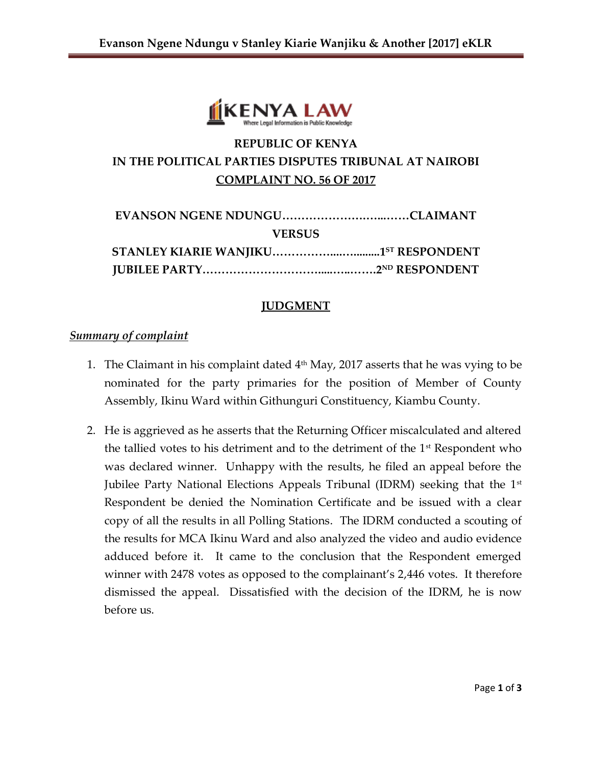**REPUBLIC OF KENYA**
**IN THE POLITICAL PARTIES DISPUTES TRIBUNAL AT NAIROBI**
**COMPLAINT NO. 56 OF 2017**

**EVANSON NGENE NDUNGU……………………...……CLAIMANT**

**VERSUS**

**STANLEY KIARIE WANJIKU……………...…..........1ST RESPONDENT**
**JUBILEE PARTY…………………………....…...…….2ND RESPONDENT**

## JUDGMENT

### *Summary of complaint*

1. The Claimant in his complaint dated 4th May, 2017 asserts that he was vying to be nominated for the party primaries for the position of Member of County Assembly, Ikinu Ward within Githunguri Constituency, Kiambu County.

2. He is aggrieved as he asserts that the Returning Officer miscalculated and altered the tallied votes to his detriment and to the detriment of the 1st Respondent who was declared winner. Unhappy with the results, he filed an appeal before the Jubilee Party National Elections Appeals Tribunal (IDRM) seeking that the 1st Respondent be denied the Nomination Certificate and be issued with a clear copy of all the results in all Polling Stations. The IDRM conducted a scouting of the results for MCA Ikinu Ward and also analyzed the video and audio evidence adduced before it. It came to the conclusion that the Respondent emerged winner with 2478 votes as opposed to the complainant's 2,446 votes. It therefore dismissed the appeal. Dissatisfied with the decision of the IDRM, he is now before us.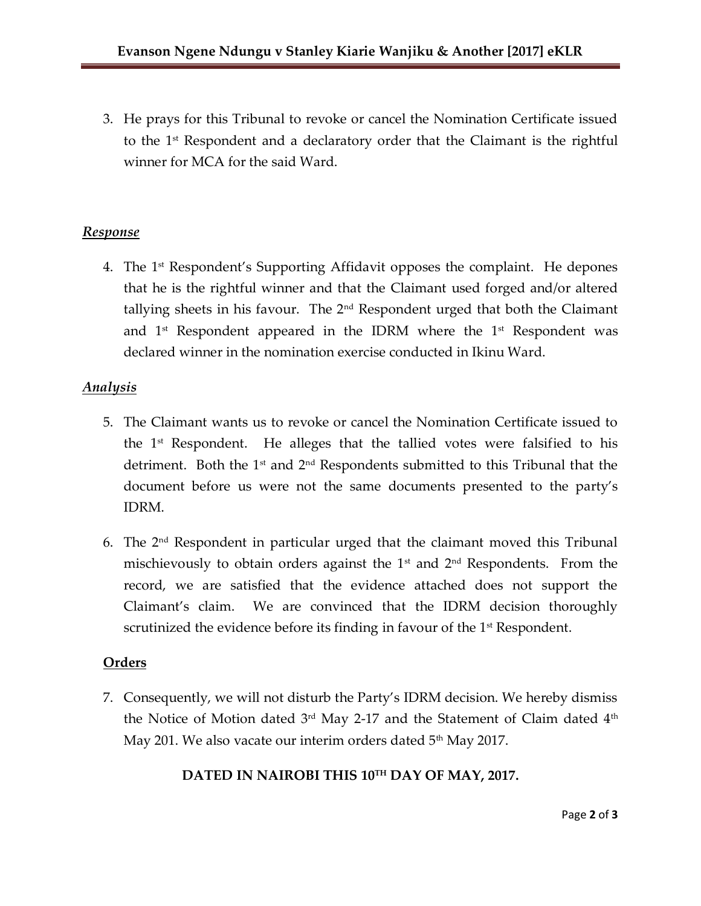3. He prays for this Tribunal to revoke or cancel the Nomination Certificate issued to the 1st Respondent and a declaratory order that the Claimant is the rightful winner for MCA for the said Ward.

***Response***

4. The 1st Respondent's Supporting Affidavit opposes the complaint. He depones that he is the rightful winner and that the Claimant used forged and/or altered tallying sheets in his favour. The 2nd Respondent urged that both the Claimant and 1st Respondent appeared in the IDRM where the 1st Respondent was declared winner in the nomination exercise conducted in Ikinu Ward.

***Analysis***

5. The Claimant wants us to revoke or cancel the Nomination Certificate issued to the 1st Respondent. He alleges that the tallied votes were falsified to his detriment. Both the 1st and 2nd Respondents submitted to this Tribunal that the document before us were not the same documents presented to the party's IDRM.

6. The 2nd Respondent in particular urged that the claimant moved this Tribunal mischievously to obtain orders against the 1st and 2nd Respondents. From the record, we are satisfied that the evidence attached does not support the Claimant's claim. We are convinced that the IDRM decision thoroughly scrutinized the evidence before its finding in favour of the 1st Respondent.

**Orders**

7. Consequently, we will not disturb the Party's IDRM decision. We hereby dismiss the Notice of Motion dated 3rd May 2-17 and the Statement of Claim dated 4th May 201. We also vacate our interim orders dated 5th May 2017.

**DATED IN NAIROBI THIS 10TH DAY OF MAY, 2017.**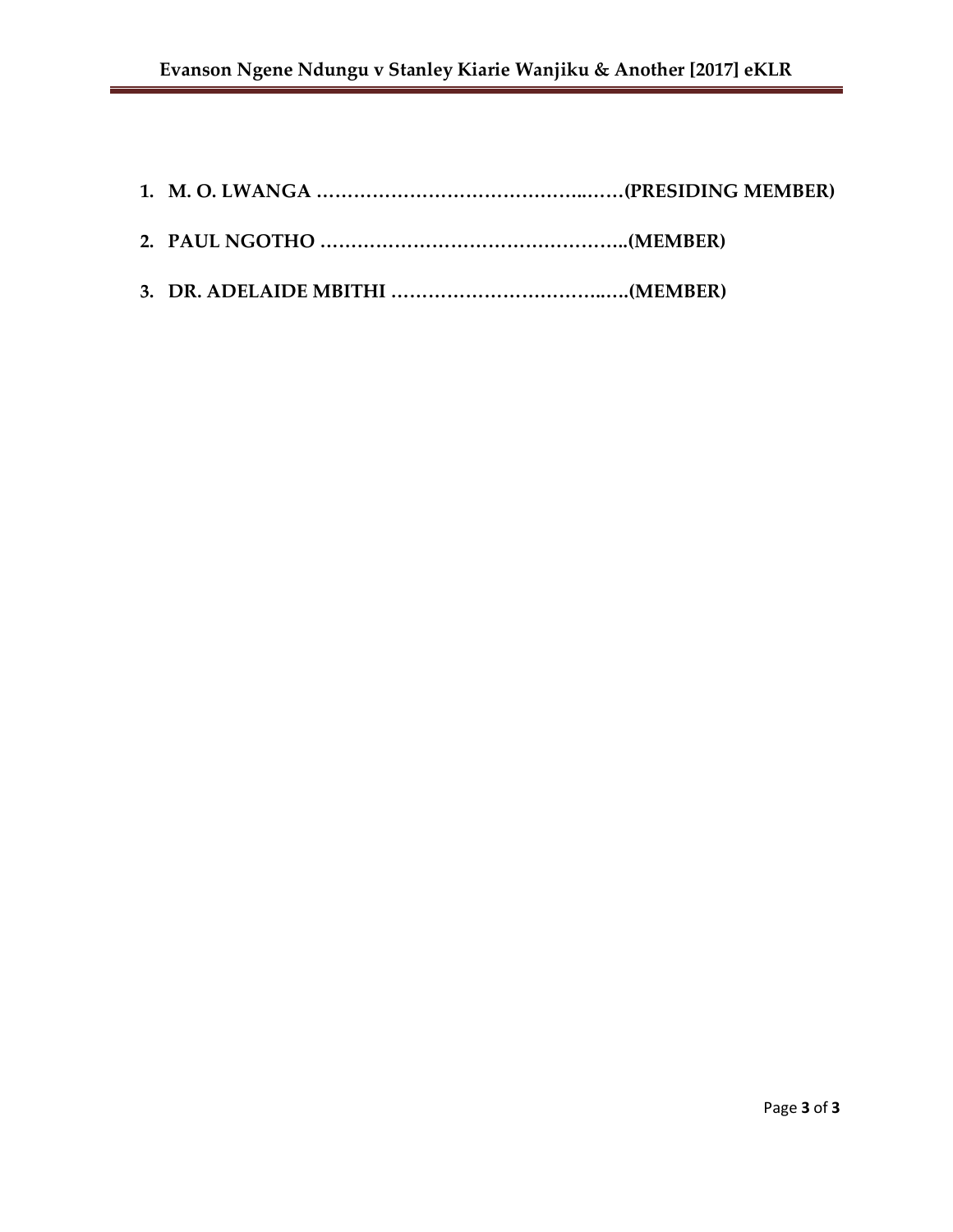1. **M. O. LWANGA ……………………………………..……(PRESIDING MEMBER)**

2. **PAUL NGOTHO …………………………………………..(MEMBER)**

3. **DR. ADELAIDE MBITHI ……………………………..….(MEMBER)**